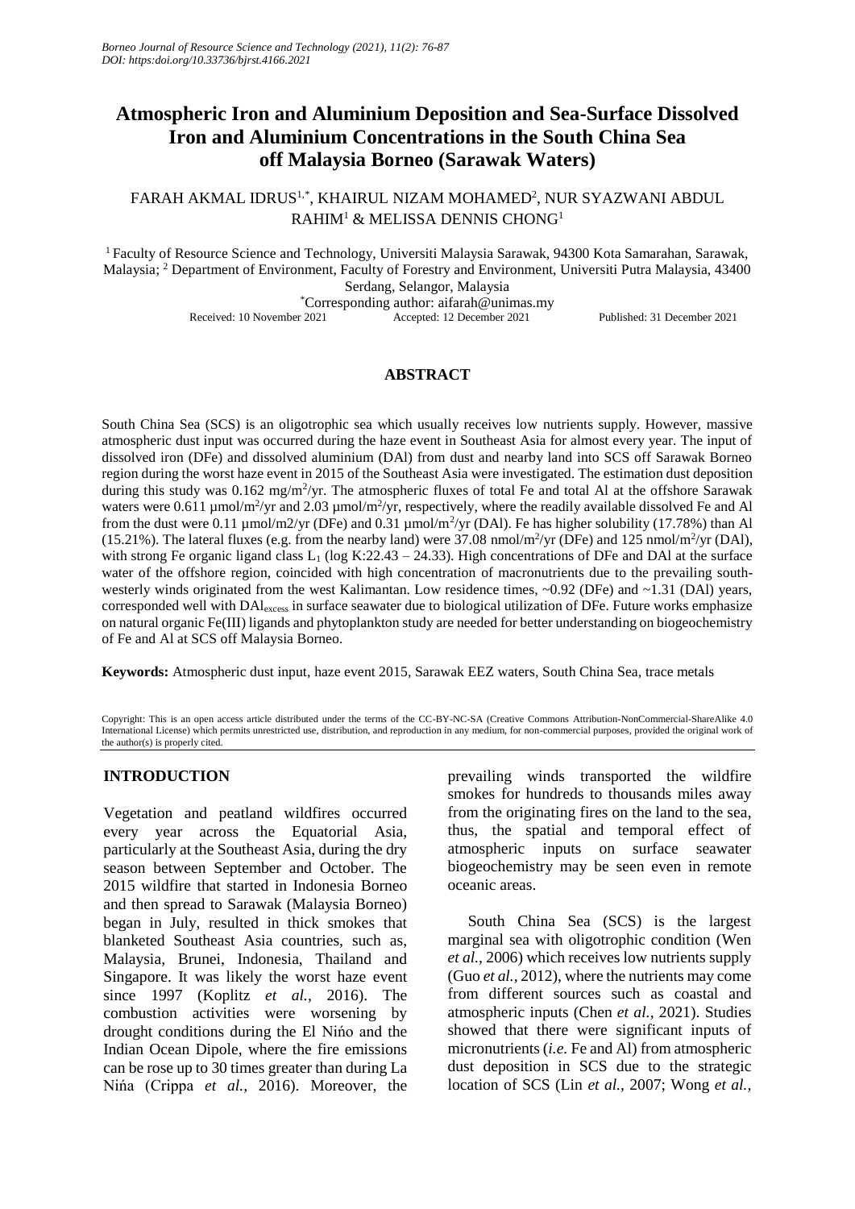# Atmospheric Iron and Aluminium Deposition and Sea-Surface Dissolved Iron and Aluminium Concentrations in the South China Sea off Malaysia Borneo (Sarawak Waters)

FARAH AKMAL IDRUS[1,*], KHAIRUL NIZAM MOHAMED[2], NUR SYAZWANI ABDUL RAHIM[1] & MELISSA DENNIS CHONG[1]

[1] Faculty of Resource Science and Technology, Universiti Malaysia Sarawak, 94300 Kota Samarahan, Sarawak, Malaysia; [2] Department of Environment, Faculty of Forestry and Environment, Universiti Putra Malaysia, 43400 Serdang, Selangor, Malaysia

*Corresponding author: aifarah@unimas.my

Received: 10 November 2021 Accepted: 12 December 2021 Published: 31 December 2021

## ABSTRACT

South China Sea (SCS) is an oligotrophic sea which usually receives low nutrients supply. However, massive atmospheric dust input was occurred during the haze event in Southeast Asia for almost every year. The input of dissolved iron (DFe) and dissolved aluminium (DAl) from dust and nearby land into SCS off Sarawak Borneo region during the worst haze event in 2015 of the Southeast Asia were investigated. The estimation dust deposition during this study was 0.162 mg/m$^2$/yr. The atmospheric fluxes of total Fe and total Al at the offshore Sarawak waters were 0.611 µmol/m$^2$/yr and 2.03 µmol/m$^2$/yr, respectively, where the readily available dissolved Fe and Al from the dust were 0.11 µmol/m2/yr (DFe) and 0.31 µmol/m$^2$/yr (DAl). Fe has higher solubility (17.78%) than Al (15.21%). The lateral fluxes (e.g. from the nearby land) were 37.08 nmol/m$^2$/yr (DFe) and 125 nmol/m$^2$/yr (DAl), with strong Fe organic ligand class $L_1$ (log K:22.43 – 24.33). High concentrations of DFe and DAl at the surface water of the offshore region, coincided with high concentration of macronutrients due to the prevailing south-westerly winds originated from the west Kalimantan. Low residence times, ~0.92 (DFe) and ~1.31 (DAl) years, corresponded well with $DAl_{excess}$ in surface seawater due to biological utilization of DFe. Future works emphasize on natural organic Fe(III) ligands and phytoplankton study are needed for better understanding on biogeochemistry of Fe and Al at SCS off Malaysia Borneo.

**Keywords:** Atmospheric dust input, haze event 2015, Sarawak EEZ waters, South China Sea, trace metals

Copyright: This is an open access article distributed under the terms of the CC-BY-NC-SA (Creative Commons Attribution-NonCommercial-ShareAlike 4.0 International License) which permits unrestricted use, distribution, and reproduction in any medium, for non-commercial purposes, provided the original work of the author(s) is properly cited.

## INTRODUCTION

Vegetation and peatland wildfires occurred every year across the Equatorial Asia, particularly at the Southeast Asia, during the dry season between September and October. The 2015 wildfire that started in Indonesia Borneo and then spread to Sarawak (Malaysia Borneo) began in July, resulted in thick smokes that blanketed Southeast Asia countries, such as, Malaysia, Brunei, Indonesia, Thailand and Singapore. It was likely the worst haze event since 1997 (Koplitz *et al.,* 2016). The combustion activities were worsening by drought conditions during the El Niño and the Indian Ocean Dipole, where the fire emissions can be rose up to 30 times greater than during La Niña (Crippa *et al.,* 2016). Moreover, the prevailing winds transported the wildfire smokes for hundreds to thousands miles away from the originating fires on the land to the sea, thus, the spatial and temporal effect of atmospheric inputs on surface seawater biogeochemistry may be seen even in remote oceanic areas.

South China Sea (SCS) is the largest marginal sea with oligotrophic condition (Wen *et al.,* 2006) which receives low nutrients supply (Guo *et al.,* 2012), where the nutrients may come from different sources such as coastal and atmospheric inputs (Chen *et al.,* 2021). Studies showed that there were significant inputs of micronutrients (*i.e.* Fe and Al) from atmospheric dust deposition in SCS due to the strategic location of SCS (Lin *et al.,* 2007; Wong *et al.,*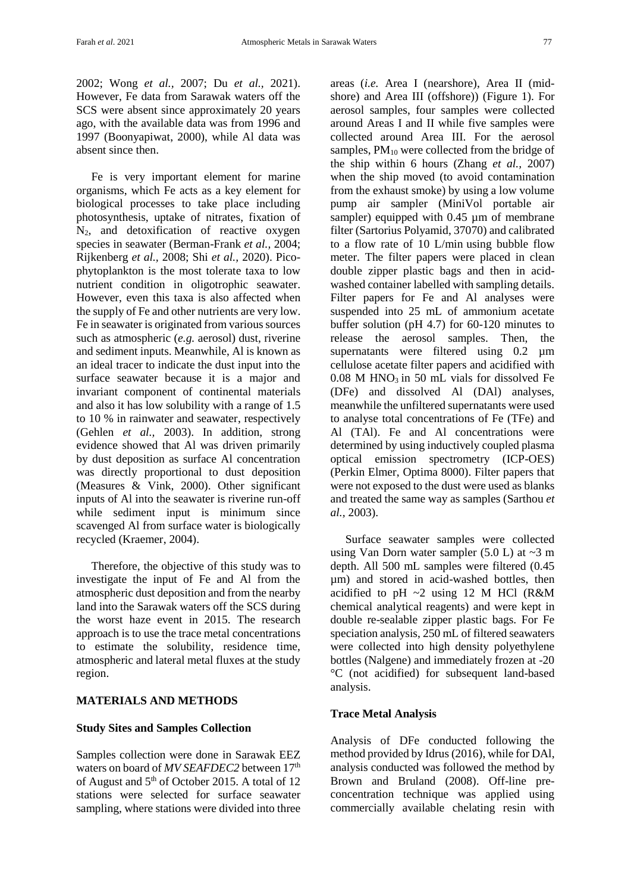2002; Wong *et al.,* 2007; Du *et al.,* 2021). However, Fe data from Sarawak waters off the SCS were absent since approximately 20 years ago, with the available data was from 1996 and 1997 (Boonyapiwat, 2000), while Al data was absent since then.

Fe is very important element for marine organisms, which Fe acts as a key element for biological processes to take place including photosynthesis, uptake of nitrates, fixation of $N_2$, and detoxification of reactive oxygen species in seawater (Berman-Frank *et al.,* 2004; Rijkenberg *et al.,* 2008; Shi *et al.,* 2020). Pico-phytoplankton is the most tolerate taxa to low nutrient condition in oligotrophic seawater. However, even this taxa is also affected when the supply of Fe and other nutrients are very low. Fe in seawater is originated from various sources such as atmospheric (*e.g.* aerosol) dust, riverine and sediment inputs. Meanwhile, Al is known as an ideal tracer to indicate the dust input into the surface seawater because it is a major and invariant component of continental materials and also it has low solubility with a range of 1.5 to 10 % in rainwater and seawater, respectively (Gehlen *et al.,* 2003). In addition, strong evidence showed that Al was driven primarily by dust deposition as surface Al concentration was directly proportional to dust deposition (Measures & Vink, 2000). Other significant inputs of Al into the seawater is riverine run-off while sediment input is minimum since scavenged Al from surface water is biologically recycled (Kraemer, 2004).

Therefore, the objective of this study was to investigate the input of Fe and Al from the atmospheric dust deposition and from the nearby land into the Sarawak waters off the SCS during the worst haze event in 2015. The research approach is to use the trace metal concentrations to estimate the solubility, residence time, atmospheric and lateral metal fluxes at the study region.

## MATERIALS AND METHODS

### Study Sites and Samples Collection

Samples collection were done in Sarawak EEZ waters on board of *MV SEAFDEC2* between 17th of August and 5th of October 2015. A total of 12 stations were selected for surface seawater sampling, where stations were divided into three areas (*i.e.* Area I (nearshore), Area II (mid-shore) and Area III (offshore)) (Figure 1). For aerosol samples, four samples were collected around Areas I and II while five samples were collected around Area III. For the aerosol samples, $PM_{10}$ were collected from the bridge of the ship within 6 hours (Zhang *et al.,* 2007) when the ship moved (to avoid contamination from the exhaust smoke) by using a low volume pump air sampler (MiniVol portable air sampler) equipped with 0.45 µm of membrane filter (Sartorius Polyamid, 37070) and calibrated to a flow rate of 10 L/min using bubble flow meter. The filter papers were placed in clean double zipper plastic bags and then in acid-washed container labelled with sampling details. Filter papers for Fe and Al analyses were suspended into 25 mL of ammonium acetate buffer solution (pH 4.7) for 60-120 minutes to release the aerosol samples. Then, the supernatants were filtered using 0.2 µm cellulose acetate filter papers and acidified with 0.08 M $HNO_3$ in 50 mL vials for dissolved Fe (DFe) and dissolved Al (DAl) analyses, meanwhile the unfiltered supernatants were used to analyse total concentrations of Fe (TFe) and Al (TAl). Fe and Al concentrations were determined by using inductively coupled plasma optical emission spectrometry (ICP-OES) (Perkin Elmer, Optima 8000). Filter papers that were not exposed to the dust were used as blanks and treated the same way as samples (Sarthou *et al.,* 2003).

Surface seawater samples were collected using Van Dorn water sampler (5.0 L) at ~3 m depth. All 500 mL samples were filtered (0.45 µm) and stored in acid-washed bottles, then acidified to pH ~2 using 12 M HCl (R&M chemical analytical reagents) and were kept in double re-sealable zipper plastic bags. For Fe speciation analysis, 250 mL of filtered seawaters were collected into high density polyethylene bottles (Nalgene) and immediately frozen at -20 °C (not acidified) for subsequent land-based analysis.

### Trace Metal Analysis

Analysis of DFe conducted following the method provided by Idrus (2016), while for DAl, analysis conducted was followed the method by Brown and Bruland (2008). Off-line pre-concentration technique was applied using commercially available chelating resin with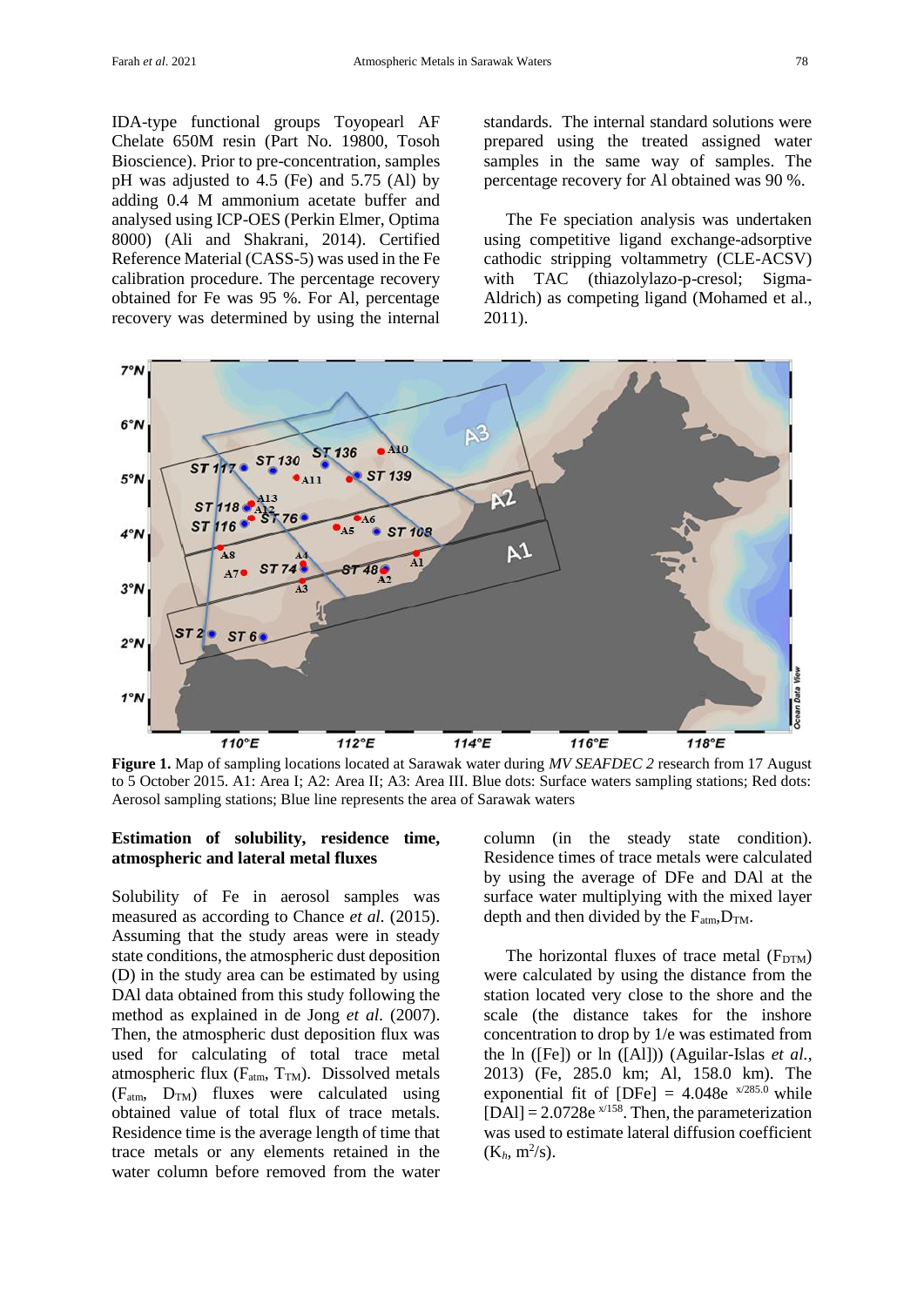IDA-type functional groups Toyopearl AF Chelate 650M resin (Part No. 19800, Tosoh Bioscience). Prior to pre-concentration, samples pH was adjusted to 4.5 (Fe) and 5.75 (Al) by adding 0.4 M ammonium acetate buffer and analysed using ICP-OES (Perkin Elmer, Optima 8000) (Ali and Shakrani, 2014). Certified Reference Material (CASS-5) was used in the Fe calibration procedure. The percentage recovery obtained for Fe was 95 %. For Al, percentage recovery was determined by using the internal standards. The internal standard solutions were prepared using the treated assigned water samples in the same way of samples. The percentage recovery for Al obtained was 90 %.

The Fe speciation analysis was undertaken using competitive ligand exchange-adsorptive cathodic stripping voltammetry (CLE-ACSV) with TAC (thiazolylazo-p-cresol; Sigma-Aldrich) as competing ligand (Mohamed et al., 2011).

**Figure 1.** Map of sampling locations located at Sarawak water during *MV SEAFDEC 2* research from 17 August to 5 October 2015. A1: Area I; A2: Area II; A3: Area III. Blue dots: Surface waters sampling stations; Red dots: Aerosol sampling stations; Blue line represents the area of Sarawak waters

**Estimation of solubility, residence time, atmospheric and lateral metal fluxes**

Solubility of Fe in aerosol samples was measured as according to Chance *et al.* (2015). Assuming that the study areas were in steady state conditions, the atmospheric dust deposition (D) in the study area can be estimated by using DAl data obtained from this study following the method as explained in de Jong *et al.* (2007). Then, the atmospheric dust deposition flux was used for calculating of total trace metal atmospheric flux ($F_{atm}$, $T_{TM}$). Dissolved metals ($F_{atm}$, $D_{TM}$) fluxes were calculated using obtained value of total flux of trace metals. Residence time is the average length of time that trace metals or any elements retained in the water column before removed from the water column (in the steady state condition). Residence times of trace metals were calculated by using the average of DFe and DAl at the surface water multiplying with the mixed layer depth and then divided by the $F_{atm}$,$D_{TM}$.

The horizontal fluxes of trace metal ($F_{DTM}$) were calculated by using the distance from the station located very close to the shore and the scale (the distance takes for the inshore concentration to drop by 1/e was estimated from the ln ([Fe]) or ln ([Al])) (Aguilar-Islas *et al.*, 2013) (Fe, 285.0 km; Al, 158.0 km). The exponential fit of $[DFe] = 4.048e^{x/285.0}$ while $[DAl] = 2.0728e^{x/158}$. Then, the parameterization was used to estimate lateral diffusion coefficient ($K_h$, $m^2/s$).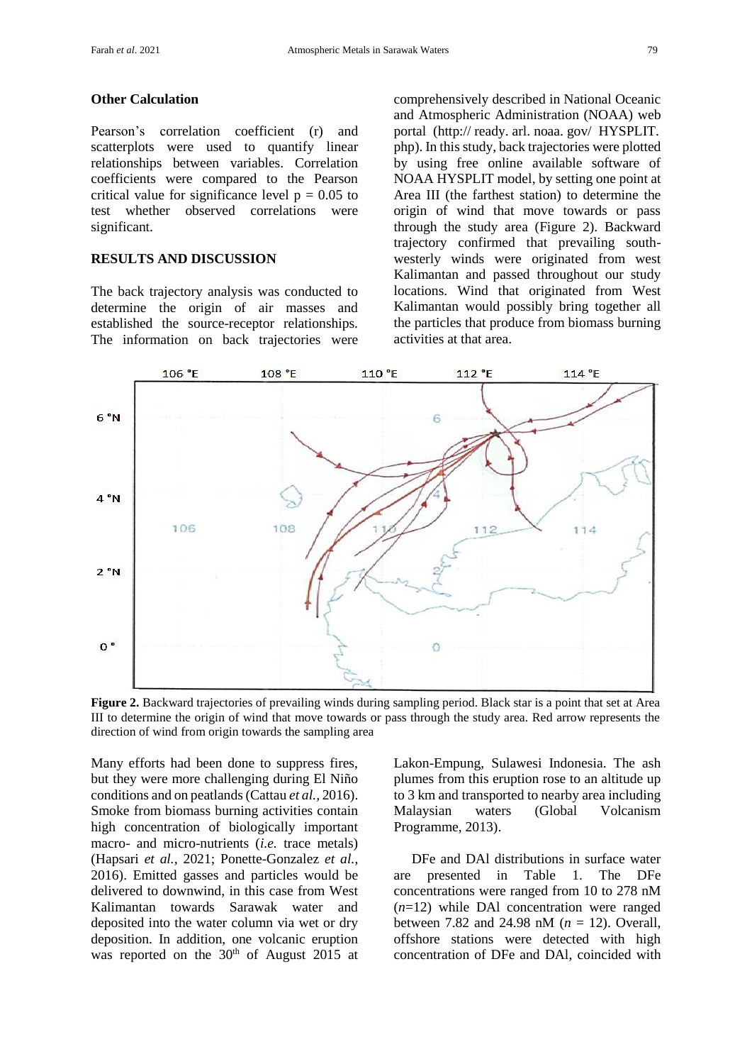### Other Calculation

Pearson's correlation coefficient (r) and scatterplots were used to quantify linear relationships between variables. Correlation coefficients were compared to the Pearson critical value for significance level $p = 0.05$ to test whether observed correlations were significant.

## RESULTS AND DISCUSSION

The back trajectory analysis was conducted to determine the origin of air masses and established the source-receptor relationships. The information on back trajectories were comprehensively described in National Oceanic and Atmospheric Administration (NOAA) web portal (http:// ready. arl. noaa. gov/ HYSPLIT. php). In this study, back trajectories were plotted by using free online available software of NOAA HYSPLIT model, by setting one point at Area III (the farthest station) to determine the origin of wind that move towards or pass through the study area (Figure 2). Backward trajectory confirmed that prevailing south-westerly winds were originated from west Kalimantan and passed throughout our study locations. Wind that originated from West Kalimantan would possibly bring together all the particles that produce from biomass burning activities at that area.

**Figure 2.** Backward trajectories of prevailing winds during sampling period. Black star is a point that set at Area III to determine the origin of wind that move towards or pass through the study area. Red arrow represents the direction of wind from origin towards the sampling area

Many efforts had been done to suppress fires, but they were more challenging during El Niño conditions and on peatlands (Cattau *et al.,* 2016). Smoke from biomass burning activities contain high concentration of biologically important macro- and micro-nutrients (*i.e.* trace metals) (Hapsari *et al.,* 2021; Ponette-Gonzalez *et al.,* 2016). Emitted gasses and particles would be delivered to downwind, in this case from West Kalimantan towards Sarawak water and deposited into the water column via wet or dry deposition. In addition, one volcanic eruption was reported on the 30[th] of August 2015 at Lakon-Empung, Sulawesi Indonesia. The ash plumes from this eruption rose to an altitude up to 3 km and transported to nearby area including Malaysian waters (Global Volcanism Programme, 2013).

DFe and DAl distributions in surface water are presented in Table 1. The DFe concentrations were ranged from 10 to 278 nM ($n$=12) while DAl concentration were ranged between 7.82 and 24.98 nM ($n$ = 12). Overall, offshore stations were detected with high concentration of DFe and DAl, coincided with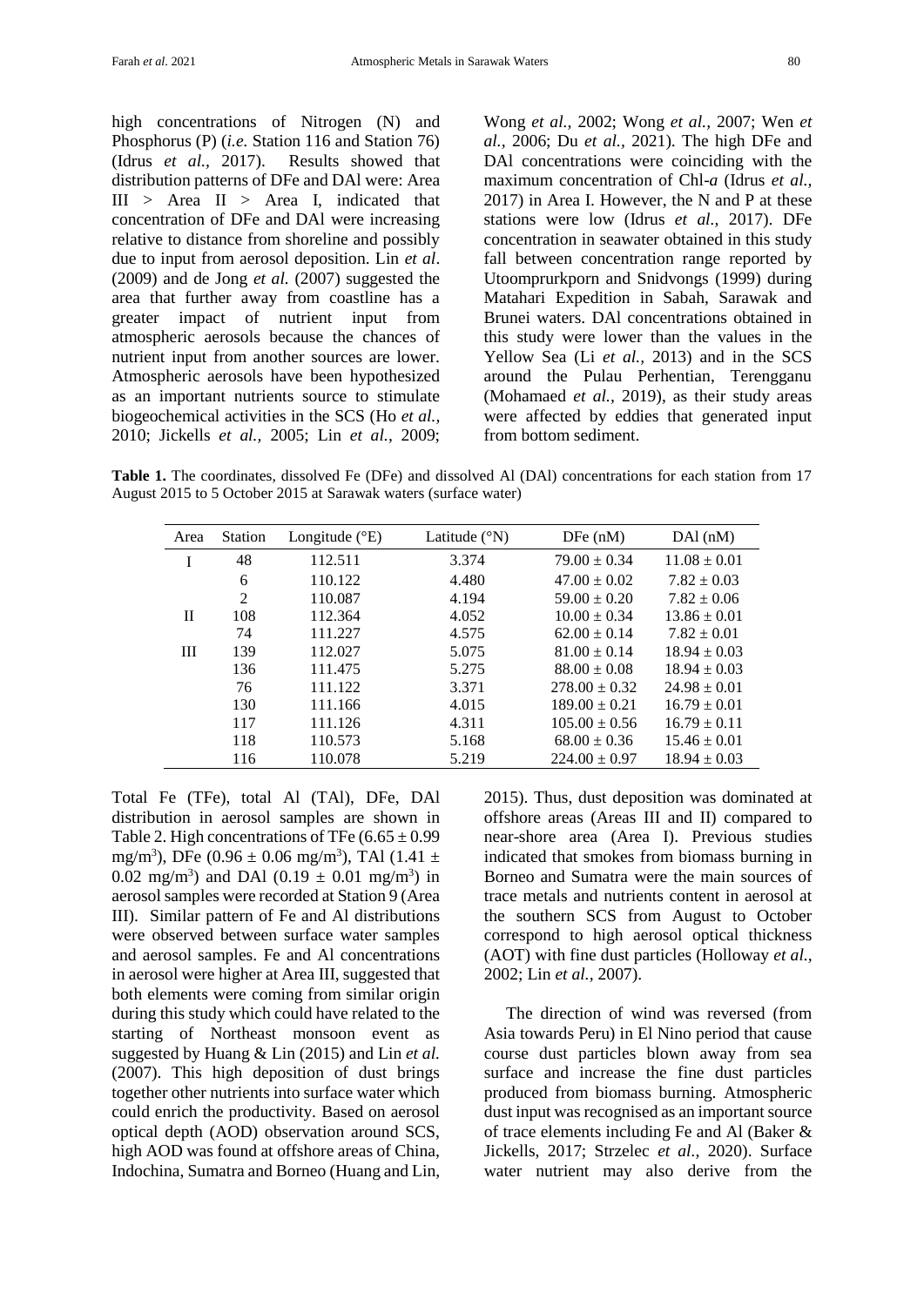high concentrations of Nitrogen (N) and Phosphorus (P) (*i.e.* Station 116 and Station 76) (Idrus *et al.,* 2017). Results showed that distribution patterns of DFe and DAl were: Area III > Area II > Area I, indicated that concentration of DFe and DAl were increasing relative to distance from shoreline and possibly due to input from aerosol deposition. Lin *et al*. (2009) and de Jong *et al.* (2007) suggested the area that further away from coastline has a greater impact of nutrient input from atmospheric aerosols because the chances of nutrient input from another sources are lower. Atmospheric aerosols have been hypothesized as an important nutrients source to stimulate biogeochemical activities in the SCS (Ho *et al.,* 2010; Jickells *et al.,* 2005; Lin *et al.,* 2009; Wong *et al.,* 2002; Wong *et al.,* 2007; Wen *et al.,* 2006; Du *et al.,* 2021). The high DFe and DAl concentrations were coinciding with the maximum concentration of Chl-*a* (Idrus *et al.,* 2017) in Area I. However, the N and P at these stations were low (Idrus *et al.,* 2017). DFe concentration in seawater obtained in this study fall between concentration range reported by Utoomprurkporn and Snidvongs (1999) during Matahari Expedition in Sabah, Sarawak and Brunei waters. DAl concentrations obtained in this study were lower than the values in the Yellow Sea (Li *et al.,* 2013) and in the SCS around the Pulau Perhentian, Terengganu (Mohamaed *et al.,* 2019), as their study areas were affected by eddies that generated input from bottom sediment.

**Table 1.** The coordinates, dissolved Fe (DFe) and dissolved Al (DAl) concentrations for each station from 17 August 2015 to 5 October 2015 at Sarawak waters (surface water)

| Area | Station | Longitude (°E) | Latitude (°N) | DFe (nM) | DAl (nM) |
|---|---|---|---|---|---|
| I | 48 | 112.511 | 3.374 | 79.00 ± 0.34 | 11.08 ± 0.01 |
| | 6 | 110.122 | 4.480 | 47.00 ± 0.02 | 7.82 ± 0.03 |
| | 2 | 110.087 | 4.194 | 59.00 ± 0.20 | 7.82 ± 0.06 |
| II | 108 | 112.364 | 4.052 | 10.00 ± 0.34 | 13.86 ± 0.01 |
| | 74 | 111.227 | 4.575 | 62.00 ± 0.14 | 7.82 ± 0.01 |
| III | 139 | 112.027 | 5.075 | 81.00 ± 0.14 | 18.94 ± 0.03 |
| | 136 | 111.475 | 5.275 | 88.00 ± 0.08 | 18.94 ± 0.03 |
| | 76 | 111.122 | 3.371 | 278.00 ± 0.32 | 24.98 ± 0.01 |
| | 130 | 111.166 | 4.015 | 189.00 ± 0.21 | 16.79 ± 0.01 |
| | 117 | 111.126 | 4.311 | 105.00 ± 0.56 | 16.79 ± 0.11 |
| | 118 | 110.573 | 5.168 | 68.00 ± 0.36 | 15.46 ± 0.01 |
| | 116 | 110.078 | 5.219 | 224.00 ± 0.97 | 18.94 ± 0.03 |

Total Fe (TFe), total Al (TAl), DFe, DAl distribution in aerosol samples are shown in Table 2. High concentrations of TFe (6.65 ± 0.99 mg/m$^3$), DFe (0.96 ± 0.06 mg/m$^3$), TAl (1.41 ± 0.02 mg/m$^3$) and DAl (0.19 ± 0.01 mg/m$^3$) in aerosol samples were recorded at Station 9 (Area III). Similar pattern of Fe and Al distributions were observed between surface water samples and aerosol samples. Fe and Al concentrations in aerosol were higher at Area III, suggested that both elements were coming from similar origin during this study which could have related to the starting of Northeast monsoon event as suggested by Huang & Lin (2015) and Lin *et al.* (2007). This high deposition of dust brings together other nutrients into surface water which could enrich the productivity. Based on aerosol optical depth (AOD) observation around SCS, high AOD was found at offshore areas of China, Indochina, Sumatra and Borneo (Huang and Lin, 2015). Thus, dust deposition was dominated at offshore areas (Areas III and II) compared to near-shore area (Area I). Previous studies indicated that smokes from biomass burning in Borneo and Sumatra were the main sources of trace metals and nutrients content in aerosol at the southern SCS from August to October correspond to high aerosol optical thickness (AOT) with fine dust particles (Holloway *et al.,* 2002; Lin *et al.,* 2007).

The direction of wind was reversed (from Asia towards Peru) in El Nino period that cause course dust particles blown away from sea surface and increase the fine dust particles produced from biomass burning. Atmospheric dust input was recognised as an important source of trace elements including Fe and Al (Baker & Jickells, 2017; Strzelec *et al.,* 2020). Surface water nutrient may also derive from the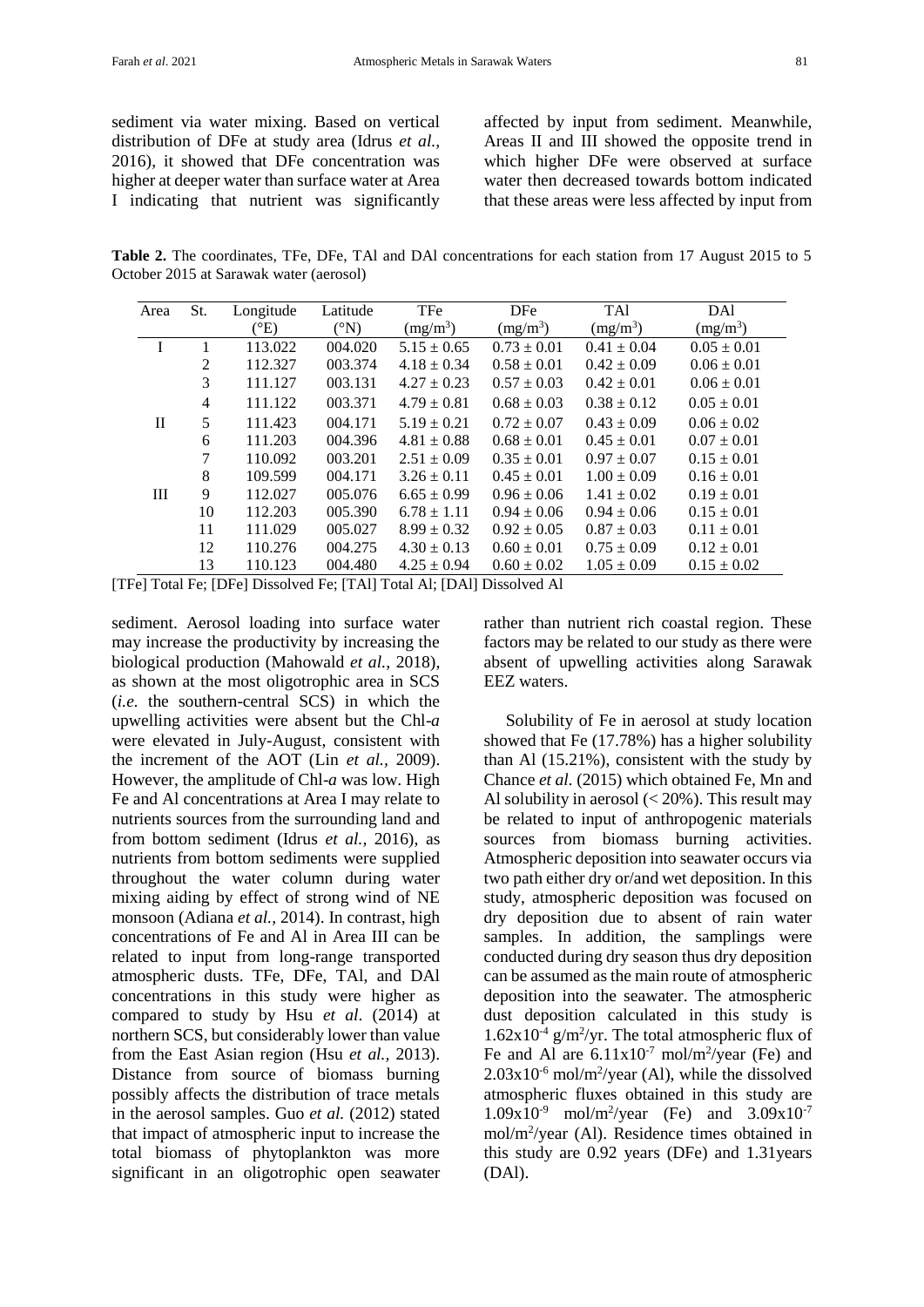sediment via water mixing. Based on vertical distribution of DFe at study area (Idrus *et al.,* 2016), it showed that DFe concentration was higher at deeper water than surface water at Area I indicating that nutrient was significantly affected by input from sediment. Meanwhile, Areas II and III showed the opposite trend in which higher DFe were observed at surface water then decreased towards bottom indicated that these areas were less affected by input from sediment. Aerosol loading into surface water may increase the productivity by increasing the biological production (Mahowald *et al.,* 2018), as shown at the most oligotrophic area in SCS (*i.e.* the southern-central SCS) in which the upwelling activities were absent but the Chl-*a* were elevated in July-August, consistent with the increment of the AOT (Lin *et al.,* 2009). However, the amplitude of Chl-*a* was low. High Fe and Al concentrations at Area I may relate to nutrients sources from the surrounding land and from bottom sediment (Idrus *et al.,* 2016), as nutrients from bottom sediments were supplied throughout the water column during water mixing aiding by effect of strong wind of NE monsoon (Adiana *et al.,* 2014). In contrast, high concentrations of Fe and Al in Area III can be related to input from long-range transported atmospheric dusts. TFe, DFe, TAl, and DAl concentrations in this study were higher as compared to study by Hsu *et al*. (2014) at northern SCS, but considerably lower than value from the East Asian region (Hsu *et al.,* 2013). Distance from source of biomass burning possibly affects the distribution of trace metals in the aerosol samples. Guo *et al.* (2012) stated that impact of atmospheric input to increase the total biomass of phytoplankton was more significant in an oligotrophic open seawater rather than nutrient rich coastal region. These factors may be related to our study as there were absent of upwelling activities along Sarawak EEZ waters.

**Table 2.** The coordinates, TFe, DFe, TAl and DAl concentrations for each station from 17 August 2015 to 5 October 2015 at Sarawak water (aerosol)

| Area | St. | Longitude (°E) | Latitude (°N) | TFe ($mg/m^3$) | DFe ($mg/m^3$) | TAl ($mg/m^3$) | DAl ($mg/m^3$) |
|---|---|---|---|---|---|---|---|
| I | 1 | 113.022 | 004.020 | 5.15 ± 0.65 | 0.73 ± 0.01 | 0.41 ± 0.04 | 0.05 ± 0.01 |
| | 2 | 112.327 | 003.374 | 4.18 ± 0.34 | 0.58 ± 0.01 | 0.42 ± 0.09 | 0.06 ± 0.01 |
| | 3 | 111.127 | 003.131 | 4.27 ± 0.23 | 0.57 ± 0.03 | 0.42 ± 0.01 | 0.06 ± 0.01 |
| | 4 | 111.122 | 003.371 | 4.79 ± 0.81 | 0.68 ± 0.03 | 0.38 ± 0.12 | 0.05 ± 0.01 |
| II | 5 | 111.423 | 004.171 | 5.19 ± 0.21 | 0.72 ± 0.07 | 0.43 ± 0.09 | 0.06 ± 0.02 |
| | 6 | 111.203 | 004.396 | 4.81 ± 0.88 | 0.68 ± 0.01 | 0.45 ± 0.01 | 0.07 ± 0.01 |
| | 7 | 110.092 | 003.201 | 2.51 ± 0.09 | 0.35 ± 0.01 | 0.97 ± 0.07 | 0.15 ± 0.01 |
| | 8 | 109.599 | 004.171 | 3.26 ± 0.11 | 0.45 ± 0.01 | 1.00 ± 0.09 | 0.16 ± 0.01 |
| III | 9 | 112.027 | 005.076 | 6.65 ± 0.99 | 0.96 ± 0.06 | 1.41 ± 0.02 | 0.19 ± 0.01 |
| | 10 | 112.203 | 005.390 | 6.78 ± 1.11 | 0.94 ± 0.06 | 0.94 ± 0.06 | 0.15 ± 0.01 |
| | 11 | 111.029 | 005.027 | 8.99 ± 0.32 | 0.92 ± 0.05 | 0.87 ± 0.03 | 0.11 ± 0.01 |
| | 12 | 110.276 | 004.275 | 4.30 ± 0.13 | 0.60 ± 0.01 | 0.75 ± 0.09 | 0.12 ± 0.01 |
| | 13 | 110.123 | 004.480 | 4.25 ± 0.94 | 0.60 ± 0.02 | 1.05 ± 0.09 | 0.15 ± 0.02 |

[TFe] Total Fe; [DFe] Dissolved Fe; [TAl] Total Al; [DAl] Dissolved Al

Solubility of Fe in aerosol at study location showed that Fe (17.78%) has a higher solubility than Al (15.21%), consistent with the study by Chance *et al.* (2015) which obtained Fe, Mn and Al solubility in aerosol (< 20%). This result may be related to input of anthropogenic materials sources from biomass burning activities. Atmospheric deposition into seawater occurs via two path either dry or/and wet deposition. In this study, atmospheric deposition was focused on dry deposition due to absent of rain water samples. In addition, the samplings were conducted during dry season thus dry deposition can be assumed as the main route of atmospheric deposition into the seawater. The atmospheric dust deposition calculated in this study is $1.62 \times 10^{-4}$ $g/m^2/yr$. The total atmospheric flux of Fe and Al are $6.11 \times 10^{-7}$ $mol/m^2/year$ (Fe) and $2.03 \times 10^{-6}$ $mol/m^2/year$ (Al), while the dissolved atmospheric fluxes obtained in this study are $1.09 \times 10^{-9}$ $mol/m^2/year$ (Fe) and $3.09 \times 10^{-7}$ $mol/m^2/year$ (Al). Residence times obtained in this study are 0.92 years (DFe) and 1.31years (DAl).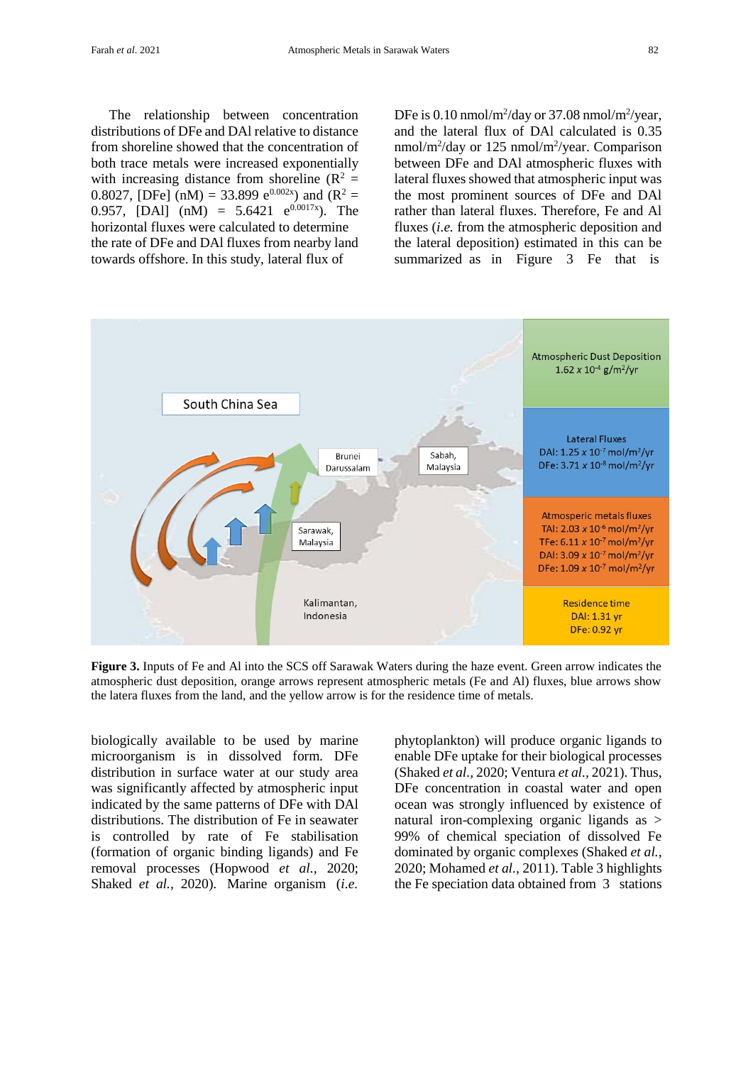The relationship between concentration distributions of DFe and DAl relative to distance from shoreline showed that the concentration of both trace metals were increased exponentially with increasing distance from shoreline ($R^2$ = 0.8027, [DFe] (nM) = 33.899 $e^{0.002x}$) and ($R^2$ = 0.957, [DAl] (nM) = 5.6421 $e^{0.0017x}$). The horizontal fluxes were calculated to determine the rate of DFe and DAl fluxes from nearby land towards offshore. In this study, lateral flux of DFe is 0.10 nmol/m$^2$/day or 37.08 nmol/m$^2$/year, and the lateral flux of DAl calculated is 0.35 nmol/m$^2$/day or 125 nmol/m$^2$/year. Comparison between DFe and DAl atmospheric fluxes with lateral fluxes showed that atmospheric input was the most prominent sources of DFe and DAl rather than lateral fluxes. Therefore, Fe and Al fluxes (*i.e.* from the atmospheric deposition and the lateral deposition) estimated in this can be summarized as in Figure 3 Fe that is biologically available to be used by marine microorganism is in dissolved form. DFe distribution in surface water at our study area was significantly affected by atmospheric input indicated by the same patterns of DFe with DAl distributions. The distribution of Fe in seawater is controlled by rate of Fe stabilisation (formation of organic binding ligands) and Fe removal processes (Hopwood *et al.*, 2020; Shaked *et al.*, 2020). Marine organism (*i.e.* phytoplankton) will produce organic ligands to enable DFe uptake for their biological processes (Shaked *et al.*, 2020; Ventura *et al.*, 2021). Thus, DFe concentration in coastal water and open ocean was strongly influenced by existence of natural iron-complexing organic ligands as > 99% of chemical speciation of dissolved Fe dominated by organic complexes (Shaked *et al.*, 2020; Mohamed *et al.*, 2011). Table 3 highlights the Fe speciation data obtained from 3 stations

South China Sea | Brunei Darussalam | Sabah, Malaysia | Sarawak, Malaysia | Kalimantan, Indonesia

Atmospheric Dust Deposition: 1.62 x $10^{-4}$ g/m$^2$/yr

Lateral Fluxes: DAl: 1.25 x $10^{-7}$ mol/m$^2$/yr; DFe: 3.71 x $10^{-8}$ mol/m$^2$/yr

Atmosperic metals fluxes: TAl: 2.03 x $10^{-6}$ mol/m$^2$/yr; TFe: 6.11 x $10^{-7}$ mol/m$^2$/yr; DAl: 3.09 x $10^{-7}$ mol/m$^2$/yr; DFe: 1.09 x $10^{-7}$ mol/m$^2$/yr

Residence time: DAl: 1.31 yr; DFe: 0.92 yr

**Figure 3.** Inputs of Fe and Al into the SCS off Sarawak Waters during the haze event. Green arrow indicates the atmospheric dust deposition, orange arrows represent atmospheric metals (Fe and Al) fluxes, blue arrows show the latera fluxes from the land, and the yellow arrow is for the residence time of metals.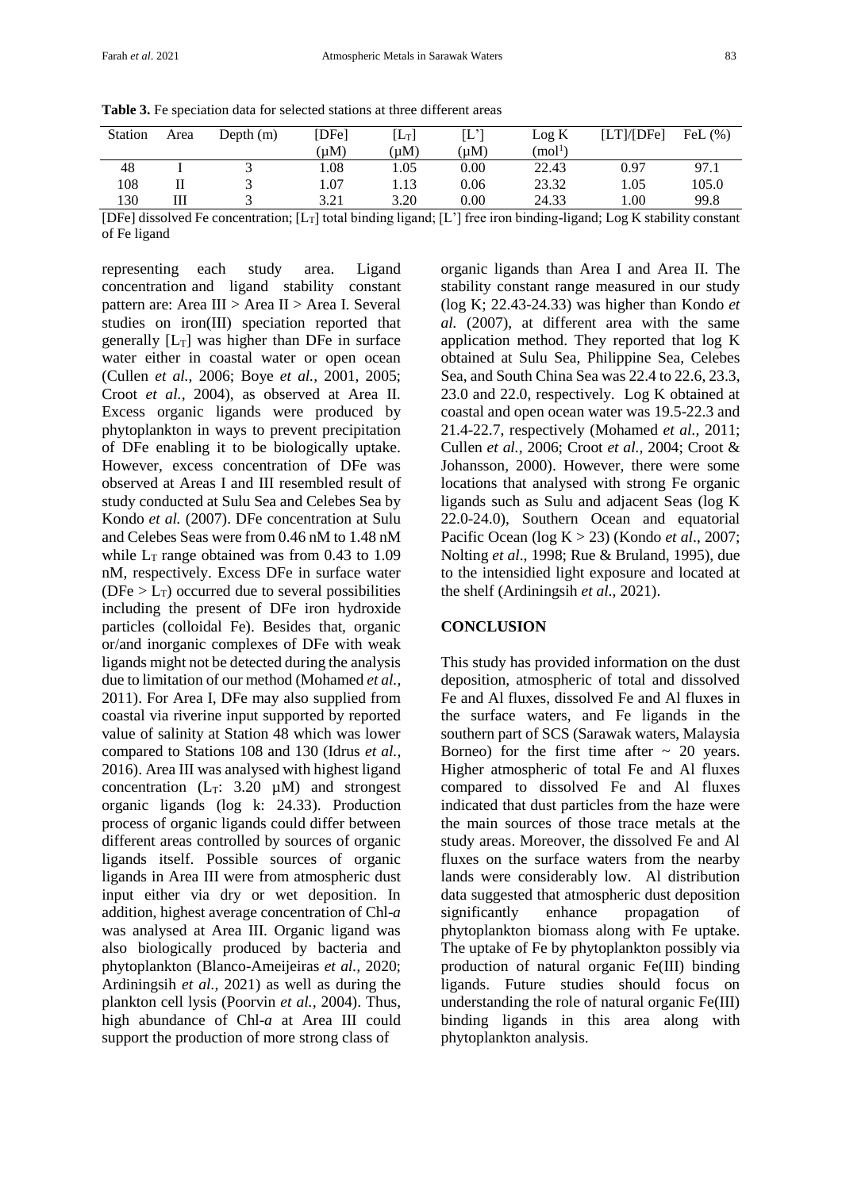**Table 3.** Fe speciation data for selected stations at three different areas

| Station | Area | Depth (m) | [DFe] (μM) | $[L_T]$ (μM) | [L'] (μM) | Log K ($mol^1$) | [LT]/[DFe] | FeL (%) |
|---|---|---|---|---|---|---|---|---|
| 48 | I | 3 | 1.08 | 1.05 | 0.00 | 22.43 | 0.97 | 97.1 |
| 108 | II | 3 | 1.07 | 1.13 | 0.06 | 23.32 | 1.05 | 105.0 |
| 130 | III | 3 | 3.21 | 3.20 | 0.00 | 24.33 | 1.00 | 99.8 |

[DFe] dissolved Fe concentration; $[L_T]$ total binding ligand; [L'] free iron binding-ligand; Log K stability constant of Fe ligand

representing each study area. Ligand concentration and ligand stability constant pattern are: Area III > Area II > Area I. Several studies on iron(III) speciation reported that generally $[L_T]$ was higher than DFe in surface water either in coastal water or open ocean (Cullen *et al.,* 2006; Boye *et al.,* 2001, 2005; Croot *et al.,* 2004), as observed at Area II. Excess organic ligands were produced by phytoplankton in ways to prevent precipitation of DFe enabling it to be biologically uptake. However, excess concentration of DFe was observed at Areas I and III resembled result of study conducted at Sulu Sea and Celebes Sea by Kondo *et al.* (2007). DFe concentration at Sulu and Celebes Seas were from 0.46 nM to 1.48 nM while $L_T$ range obtained was from 0.43 to 1.09 nM, respectively. Excess DFe in surface water ($DFe > L_T$) occurred due to several possibilities including the present of DFe iron hydroxide particles (colloidal Fe). Besides that, organic or/and inorganic complexes of DFe with weak ligands might not be detected during the analysis due to limitation of our method (Mohamed *et al.,* 2011). For Area I, DFe may also supplied from coastal via riverine input supported by reported value of salinity at Station 48 which was lower compared to Stations 108 and 130 (Idrus *et al.,* 2016). Area III was analysed with highest ligand concentration ($L_T$: 3.20 μM) and strongest organic ligands (log k: 24.33). Production process of organic ligands could differ between different areas controlled by sources of organic ligands itself. Possible sources of organic ligands in Area III were from atmospheric dust input either via dry or wet deposition. In addition, highest average concentration of Chl-*a* was analysed at Area III. Organic ligand was also biologically produced by bacteria and phytoplankton (Blanco-Ameijeiras *et al.,* 2020; Ardiningsih *et al.,* 2021) as well as during the plankton cell lysis (Poorvin *et al.,* 2004). Thus, high abundance of Chl-*a* at Area III could support the production of more strong class of organic ligands than Area I and Area II. The stability constant range measured in our study (log K; 22.43-24.33) was higher than Kondo *et al.* (2007), at different area with the same application method. They reported that log K obtained at Sulu Sea, Philippine Sea, Celebes Sea, and South China Sea was 22.4 to 22.6, 23.3, 23.0 and 22.0, respectively. Log K obtained at coastal and open ocean water was 19.5-22.3 and 21.4-22.7, respectively (Mohamed *et al.,* 2011; Cullen *et al.,* 2006; Croot *et al.,* 2004; Croot & Johansson, 2000). However, there were some locations that analysed with strong Fe organic ligands such as Sulu and adjacent Seas (log K 22.0-24.0), Southern Ocean and equatorial Pacific Ocean (log K > 23) (Kondo *et al*., 2007; Nolting *et al*., 1998; Rue & Bruland, 1995), due to the intensidied light exposure and located at the shelf (Ardiningsih *et al.,* 2021).

## CONCLUSION

This study has provided information on the dust deposition, atmospheric of total and dissolved Fe and Al fluxes, dissolved Fe and Al fluxes in the surface waters, and Fe ligands in the southern part of SCS (Sarawak waters, Malaysia Borneo) for the first time after ~ 20 years. Higher atmospheric of total Fe and Al fluxes compared to dissolved Fe and Al fluxes indicated that dust particles from the haze were the main sources of those trace metals at the study areas. Moreover, the dissolved Fe and Al fluxes on the surface waters from the nearby lands were considerably low. Al distribution data suggested that atmospheric dust deposition significantly enhance propagation of phytoplankton biomass along with Fe uptake. The uptake of Fe by phytoplankton possibly via production of natural organic Fe(III) binding ligands. Future studies should focus on understanding the role of natural organic Fe(III) binding ligands in this area along with phytoplankton analysis.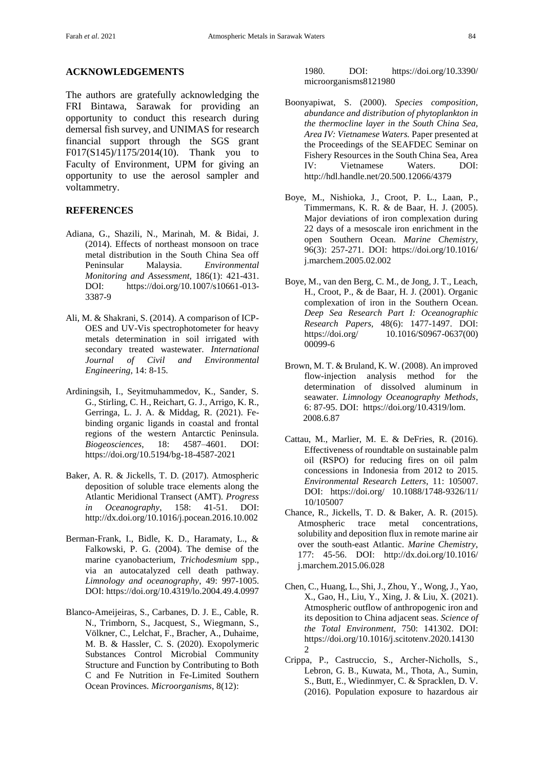## ACKNOWLEDGEMENTS

The authors are gratefully acknowledging the FRI Bintawa, Sarawak for providing an opportunity to conduct this research during demersal fish survey, and UNIMAS for research financial support through the SGS grant F017(S145)/1175/2014(10). Thank you to Faculty of Environment, UPM for giving an opportunity to use the aerosol sampler and voltammetry.

## REFERENCES

Adiana, G., Shazili, N., Marinah, M. & Bidai, J. (2014). Effects of northeast monsoon on trace metal distribution in the South China Sea off Peninsular Malaysia. *Environmental Monitoring and Assessment,* 186(1): 421-431. DOI: https://doi.org/10.1007/s10661-013-3387-9

Ali, M. & Shakrani, S. (2014). A comparison of ICP-OES and UV-Vis spectrophotometer for heavy metals determination in soil irrigated with secondary treated wastewater. *International Journal of Civil and Environmental Engineering,* 14: 8-15.

Ardiningsih, I., Seyitmuhammedov, K., Sander, S. G., Stirling, C. H., Reichart, G. J., Arrigo, K. R., Gerringa, L. J. A. & Middag, R. (2021). Fe-binding organic ligands in coastal and frontal regions of the western Antarctic Peninsula. *Biogeosciences*, 18: 4587–4601. DOI: https://doi.org/10.5194/bg-18-4587-2021

Baker, A. R. & Jickells, T. D. (2017). Atmospheric deposition of soluble trace elements along the Atlantic Meridional Transect (AMT). *Progress in Oceanography*, 158: 41-51. DOI: http://dx.doi.org/10.1016/j.pocean.2016.10.002

Berman-Frank, I., Bidle, K. D., Haramaty, L., & Falkowski, P. G. (2004). The demise of the marine cyanobacterium, *Trichodesmium* spp., via an autocatalyzed cell death pathway. *Limnology and oceanography*, 49: 997-1005. DOI: https://doi.org/10.4319/lo.2004.49.4.0997

Blanco-Ameijeiras, S., Carbanes, D. J. E., Cable, R. N., Trimborn, S., Jacquest, S., Wiegmann, S., Völkner, C., Lelchat, F., Bracher, A., Duhaime, M. B. & Hassler, C. S. (2020). Exopolymeric Substances Control Microbial Community Structure and Function by Contributing to Both C and Fe Nutrition in Fe-Limited Southern Ocean Provinces. *Microorganisms*, 8(12): 1980. DOI: https://doi.org/10.3390/microorganisms8121980

Boonyapiwat, S. (2000). *Species composition, abundance and distribution of phytoplankton in the thermocline layer in the South China Sea, Area IV: Vietnamese Waters.* Paper presented at the Proceedings of the SEAFDEC Seminar on Fishery Resources in the South China Sea, Area IV: Vietnamese Waters. DOI: http://hdl.handle.net/20.500.12066/4379

Boye, M., Nishioka, J., Croot, P. L., Laan, P., Timmermans, K. R. & de Baar, H. J. (2005). Major deviations of iron complexation during 22 days of a mesoscale iron enrichment in the open Southern Ocean. *Marine Chemistry,* 96(3): 257-271. DOI: https://doi.org/10.1016/j.marchem.2005.02.002

Boye, M., van den Berg, C. M., de Jong, J. T., Leach, H., Croot, P., & de Baar, H. J. (2001). Organic complexation of iron in the Southern Ocean. *Deep Sea Research Part I: Oceanographic Research Papers,* 48(6): 1477-1497. DOI: https://doi.org/ 10.1016/S0967-0637(00)00099-6

Brown, M. T. & Bruland, K. W. (2008). An improved flow-injection analysis method for the determination of dissolved aluminum in seawater. *Limnology Oceanography Methods*, 6: 87-95. DOI: https://doi.org/10.4319/lom.2008.6.87

Cattau, M., Marlier, M. E. & DeFries, R. (2016). Effectiveness of roundtable on sustainable palm oil (RSPO) for reducing fires on oil palm concessions in Indonesia from 2012 to 2015. *Environmental Research Letters*, 11: 105007. DOI: https://doi.org/ 10.1088/1748-9326/11/10/105007

Chance, R., Jickells, T. D. & Baker, A. R. (2015). Atmospheric trace metal concentrations, solubility and deposition flux in remote marine air over the south-east Atlantic. *Marine Chemistry*, 177: 45-56. DOI: http://dx.doi.org/10.1016/j.marchem.2015.06.028

Chen, C., Huang, L., Shi, J., Zhou, Y., Wong, J., Yao, X., Gao, H., Liu, Y., Xing, J. & Liu, X. (2021). Atmospheric outflow of anthropogenic iron and its deposition to China adjacent seas. *Science of the Total Environment*, 750: 141302. DOI: https://doi.org/10.1016/j.scitotenv.2020.141302

Crippa, P., Castruccio, S., Archer-Nicholls, S., Lebron, G. B., Kuwata, M., Thota, A., Sumin, S., Butt, E., Wiedinmyer, C. & Spracklen, D. V. (2016). Population exposure to hazardous air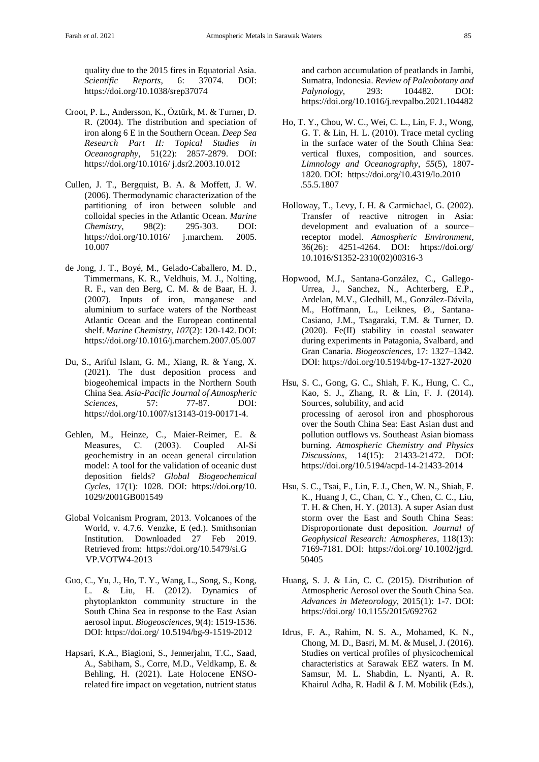quality due to the 2015 fires in Equatorial Asia. *Scientific Reports*, 6: 37074. DOI: https://doi.org/10.1038/srep37074

Croot, P. L., Andersson, K., Öztürk, M. & Turner, D. R. (2004). The distribution and speciation of iron along 6 E in the Southern Ocean. *Deep Sea Research Part II: Topical Studies in Oceanography*, 51(22): 2857-2879. DOI: https://doi.org/10.1016/ j.dsr2.2003.10.012

Cullen, J. T., Bergquist, B. A. & Moffett, J. W. (2006). Thermodynamic characterization of the partitioning of iron between soluble and colloidal species in the Atlantic Ocean. *Marine Chemistry*, 98(2): 295-303. DOI: https://doi.org/10.1016/ j.marchem. 2005. 10.007

de Jong, J. T., Boyé, M., Gelado-Caballero, M. D., Timmermans, K. R., Veldhuis, M. J., Nolting, R. F., van den Berg, C. M. & de Baar, H. J. (2007). Inputs of iron, manganese and aluminium to surface waters of the Northeast Atlantic Ocean and the European continental shelf. *Marine Chemistry*, *107*(2): 120-142. DOI: https://doi.org/10.1016/j.marchem.2007.05.007

Du, S., Ariful Islam, G. M., Xiang, R. & Yang, X. (2021). The dust deposition process and biogeohemical impacts in the Northern South China Sea. *Asia-Pacific Journal of Atmospheric Sciences*, 57: 77-87. DOI: https://doi.org/10.1007/s13143-019-00171-4.

Gehlen, M., Heinze, C., Maier-Reimer, E. & Measures, C. (2003). Coupled Al-Si geochemistry in an ocean general circulation model: A tool for the validation of oceanic dust deposition fields? *Global Biogeochemical Cycles*, 17(1): 1028. DOI: https://doi.org/10. 1029/2001GB001549

Global Volcanism Program, 2013. Volcanoes of the World, v. 4.7.6. Venzke, E (ed.). Smithsonian Institution. Downloaded 27 Feb 2019. Retrieved from: https://doi.org/10.5479/si.G VP.VOTW4-2013

Guo, C., Yu, J., Ho, T. Y., Wang, L., Song, S., Kong, L. & Liu, H. (2012). Dynamics of phytoplankton community structure in the South China Sea in response to the East Asian aerosol input. *Biogeosciences*, 9(4): 1519-1536. DOI: https://doi.org/ 10.5194/bg-9-1519-2012

Hapsari, K.A., Biagioni, S., Jennerjahn, T.C., Saad, A., Sabiham, S., Corre, M.D., Veldkamp, E. & Behling, H. (2021). Late Holocene ENSO-related fire impact on vegetation, nutrient status and carbon accumulation of peatlands in Jambi, Sumatra, Indonesia. *Review of Paleobotany and Palynology*, 293: 104482. DOI: https://doi.org/10.1016/j.revpalbo.2021.104482

Ho, T. Y., Chou, W. C., Wei, C. L., Lin, F. J., Wong, G. T. & Lin, H. L. (2010). Trace metal cycling in the surface water of the South China Sea: vertical fluxes, composition, and sources. *Limnology and Oceanography*, *55*(5), 1807-1820. DOI: https://doi.org/10.4319/lo.2010 .55.5.1807

Holloway, T., Levy, I. H. & Carmichael, G. (2002). Transfer of reactive nitrogen in Asia: development and evaluation of a source–receptor model. *Atmospheric Environment*, 36(26): 4251-4264. DOI: https://doi.org/ 10.1016/S1352-2310(02)00316-3

Hopwood, M.J., Santana-González, C., Gallego-Urrea, J., Sanchez, N., Achterberg, E.P., Ardelan, M.V., Gledhill, M., González-Dávila, M., Hoffmann, L., Leiknes, Ø., Santana-Casiano, J.M., Tsagaraki, T.M. & Turner, D. (2020). Fe(II) stability in coastal seawater during experiments in Patagonia, Svalbard, and Gran Canaria. *Biogeosciences*, 17: 1327–1342. DOI: https://doi.org/10.5194/bg-17-1327-2020

Hsu, S. C., Gong, G. C., Shiah, F. K., Hung, C. C., Kao, S. J., Zhang, R. & Lin, F. J. (2014). Sources, solubility, and acid processing of aerosol iron and phosphorous over the South China Sea: East Asian dust and pollution outflows vs. Southeast Asian biomass burning. *Atmospheric Chemistry and Physics Discussions*, 14(15): 21433-21472. DOI: https://doi.org/10.5194/acpd-14-21433-2014

Hsu, S. C., Tsai, F., Lin, F. J., Chen, W. N., Shiah, F. K., Huang J, C., Chan, C. Y., Chen, C. C., Liu, T. H. & Chen, H. Y. (2013). A super Asian dust storm over the East and South China Seas: Disproportionate dust deposition. *Journal of Geophysical Research: Atmospheres*, 118(13): 7169-7181. DOI: https://doi.org/ 10.1002/jgrd. 50405

Huang, S. J. & Lin, C. C. (2015). Distribution of Atmospheric Aerosol over the South China Sea. *Advances in Meteorology*, 2015(1): 1-7. DOI: https://doi.org/ 10.1155/2015/692762

Idrus, F. A., Rahim, N. S. A., Mohamed, K. N., Chong, M. D., Basri, M. M. & Musel, J. (2016). Studies on vertical profiles of physicochemical characteristics at Sarawak EEZ waters. In M. Samsur, M. L. Shabdin, L. Nyanti, A. R. Khairul Adha, R. Hadil & J. M. Mobilik (Eds.),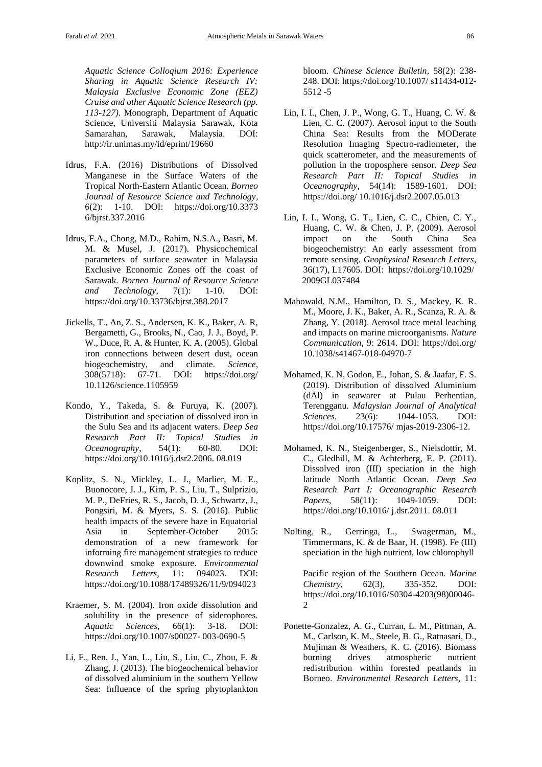*Aquatic Science Colloqium 2016: Experience Sharing in Aquatic Science Research IV: Malaysia Exclusive Economic Zone (EEZ) Cruise and other Aquatic Science Research (pp. 113-127)*. Monograph, Department of Aquatic Science, Universiti Malaysia Sarawak, Kota Samarahan, Sarawak, Malaysia. DOI: http://ir.unimas.my/id/eprint/19660

Idrus, F.A. (2016) Distributions of Dissolved Manganese in the Surface Waters of the Tropical North-Eastern Atlantic Ocean. *Borneo Journal of Resource Science and Technology*, 6(2): 1-10. DOI: https://doi.org/10.3373 6/bjrst.337.2016

Idrus, F.A., Chong, M.D., Rahim, N.S.A., Basri, M. M. & Musel, J. (2017). Physicochemical parameters of surface seawater in Malaysia Exclusive Economic Zones off the coast of Sarawak. *Borneo Journal of Resource Science and Technology*, 7(1): 1-10. DOI: https://doi.org/10.33736/bjrst.388.2017

Jickells, T., An, Z. S., Andersen, K. K., Baker, A. R, Bergametti, G., Brooks, N., Cao, J. J., Boyd, P. W., Duce, R. A. & Hunter, K. A. (2005). Global iron connections between desert dust, ocean biogeochemistry, and climate. *Science*, 308(5718): 67-71. DOI: https://doi.org/ 10.1126/science.1105959

Kondo, Y., Takeda, S. & Furuya, K. (2007). Distribution and speciation of dissolved iron in the Sulu Sea and its adjacent waters. *Deep Sea Research Part II: Topical Studies in Oceanography*, 54(1): 60-80. DOI: https://doi.org/10.1016/j.dsr2.2006. 08.019

Koplitz, S. N., Mickley, L. J., Marlier, M. E., Buonocore, J. J., Kim, P. S., Liu, T., Sulprizio, M. P., DeFries, R. S., Jacob, D. J., Schwartz, J., Pongsiri, M. & Myers, S. S. (2016). Public health impacts of the severe haze in Equatorial Asia in September-October 2015: demonstration of a new framework for informing fire management strategies to reduce downwind smoke exposure. *Environmental Research Letters*, 11: 094023. DOI: https://doi.org/10.1088/17489326/11/9/094023

Kraemer, S. M. (2004). Iron oxide dissolution and solubility in the presence of siderophores. *Aquatic Sciences*, 66(1): 3-18. DOI: https://doi.org/10.1007/s00027- 003-0690-5

Li, F., Ren, J., Yan, L., Liu, S., Liu, C., Zhou, F. & Zhang, J. (2013). The biogeochemical behavior of dissolved aluminium in the southern Yellow Sea: Influence of the spring phytoplankton bloom. *Chinese Science Bulletin*, 58(2): 238-248. DOI: https://doi.org/10.1007/ s11434-012-5512 -5

Lin, I. I., Chen, J. P., Wong, G. T., Huang, C. W. & Lien, C. C. (2007). Aerosol input to the South China Sea: Results from the MODerate Resolution Imaging Spectro-radiometer, the quick scatterometer, and the measurements of pollution in the troposphere sensor. *Deep Sea Research Part II: Topical Studies in Oceanography*, 54(14): 1589-1601. DOI: https://doi.org/ 10.1016/j.dsr2.2007.05.013

Lin, I. I., Wong, G. T., Lien, C. C., Chien, C. Y., Huang, C. W. & Chen, J. P. (2009). Aerosol impact on the South China Sea biogeochemistry: An early assessment from remote sensing. *Geophysical Research Letters*, 36(17), L17605. DOI: https://doi.org/10.1029/ 2009GL037484

Mahowald, N.M., Hamilton, D. S., Mackey, K. R. M., Moore, J. K., Baker, A. R., Scanza, R. A. & Zhang, Y. (2018). Aerosol trace metal leaching and impacts on marine microorganisms. *Nature Communication*, 9: 2614. DOI: https://doi.org/ 10.1038/s41467-018-04970-7

Mohamed, K. N, Godon, E., Johan, S. & Jaafar, F. S. (2019). Distribution of dissolved Aluminium (dAl) in seawarer at Pulau Perhentian, Terengganu. *Malaysian Journal of Analytical Sciences*, 23(6): 1044-1053. DOI: https://doi.org/10.17576/ mjas-2019-2306-12.

Mohamed, K. N., Steigenberger, S., Nielsdottir, M. C., Gledhill, M. & Achterberg, E. P. (2011). Dissolved iron (III) speciation in the high latitude North Atlantic Ocean. *Deep Sea Research Part I: Oceanographic Research Papers*, 58(11): 1049-1059. DOI: https://doi.org/10.1016/ j.dsr.2011. 08.011

Nolting, R., Gerringa, L., Swagerman, M., Timmermans, K. & de Baar, H. (1998). Fe (III) speciation in the high nutrient, low chlorophyll Pacific region of the Southern Ocean. *Marine Chemistry*, 62(3), 335-352. DOI: https://doi.org/10.1016/S0304-4203(98)00046-2

Ponette-Gonzalez, A. G., Curran, L. M., Pittman, A. M., Carlson, K. M., Steele, B. G., Ratnasari, D., Mujiman & Weathers, K. C. (2016). Biomass burning drives atmospheric nutrient redistribution within forested peatlands in Borneo. *Environmental Research Letters*, 11: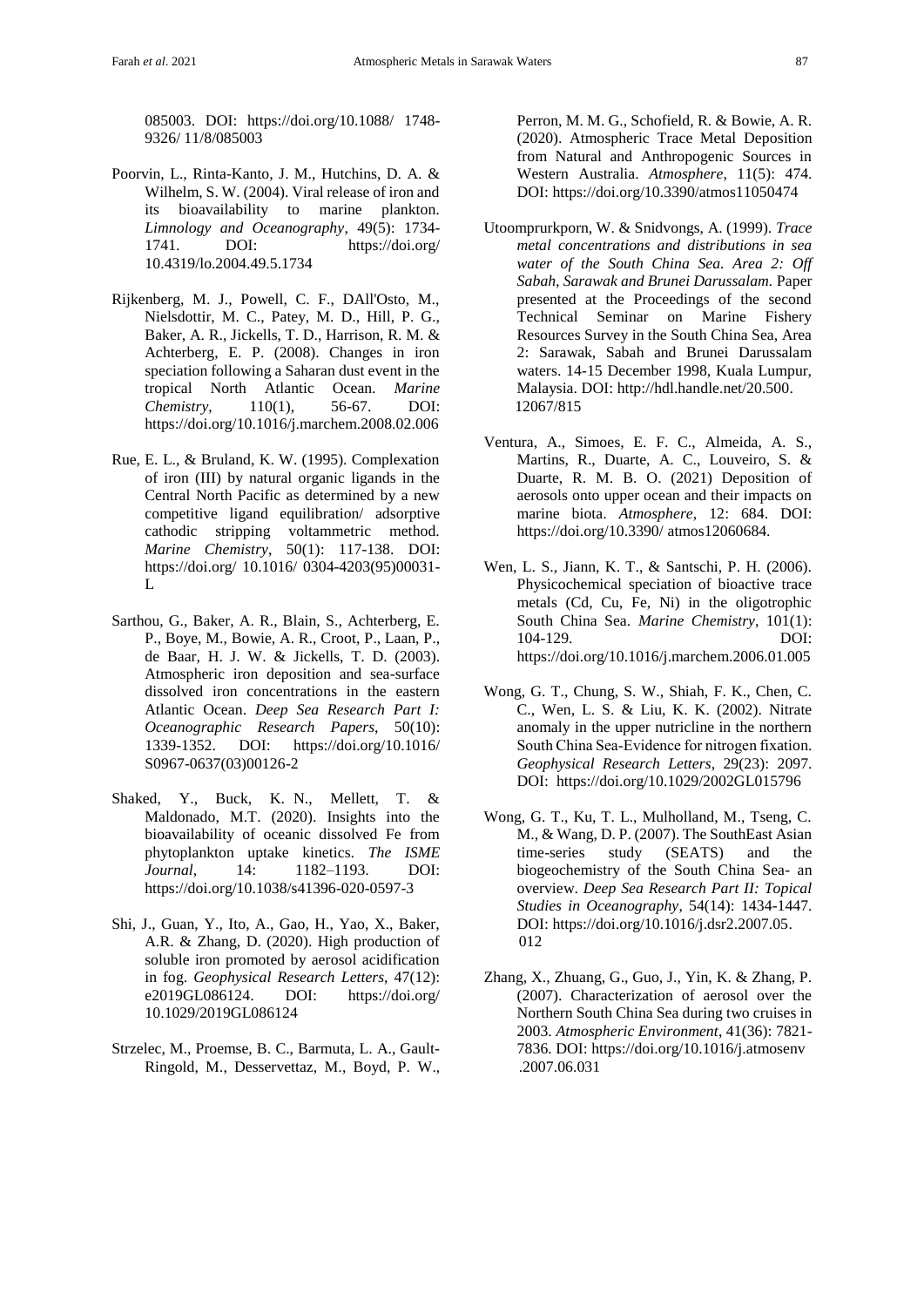085003. DOI: https://doi.org/10.1088/ 1748-9326/ 11/8/085003

Poorvin, L., Rinta-Kanto, J. M., Hutchins, D. A. & Wilhelm, S. W. (2004). Viral release of iron and its bioavailability to marine plankton. *Limnology and Oceanography*, 49(5): 1734-1741. DOI: https://doi.org/ 10.4319/lo.2004.49.5.1734

Rijkenberg, M. J., Powell, C. F., DAll'Osto, M., Nielsdottir, M. C., Patey, M. D., Hill, P. G., Baker, A. R., Jickells, T. D., Harrison, R. M. & Achterberg, E. P. (2008). Changes in iron speciation following a Saharan dust event in the tropical North Atlantic Ocean. *Marine Chemistry*, 110(1), 56-67. DOI: https://doi.org/10.1016/j.marchem.2008.02.006

Rue, E. L., & Bruland, K. W. (1995). Complexation of iron (III) by natural organic ligands in the Central North Pacific as determined by a new competitive ligand equilibration/ adsorptive cathodic stripping voltammetric method. *Marine Chemistry*, 50(1): 117-138. DOI: https://doi.org/ 10.1016/ 0304-4203(95)00031-L

Sarthou, G., Baker, A. R., Blain, S., Achterberg, E. P., Boye, M., Bowie, A. R., Croot, P., Laan, P., de Baar, H. J. W. & Jickells, T. D. (2003). Atmospheric iron deposition and sea-surface dissolved iron concentrations in the eastern Atlantic Ocean. *Deep Sea Research Part I: Oceanographic Research Papers*, 50(10): 1339-1352. DOI: https://doi.org/10.1016/ S0967-0637(03)00126-2

Shaked, Y., Buck, K. N., Mellett, T. & Maldonado, M.T. (2020). Insights into the bioavailability of oceanic dissolved Fe from phytoplankton uptake kinetics. *The ISME Journal*, 14: 1182–1193. DOI: https://doi.org/10.1038/s41396-020-0597-3

Shi, J., Guan, Y., Ito, A., Gao, H., Yao, X., Baker, A.R. & Zhang, D. (2020). High production of soluble iron promoted by aerosol acidification in fog. *Geophysical Research Letters*, 47(12): e2019GL086124. DOI: https://doi.org/ 10.1029/2019GL086124

Strzelec, M., Proemse, B. C., Barmuta, L. A., Gault-Ringold, M., Desservettaz, M., Boyd, P. W., Perron, M. M. G., Schofield, R. & Bowie, A. R. (2020). Atmospheric Trace Metal Deposition from Natural and Anthropogenic Sources in Western Australia. *Atmosphere*, 11(5): 474. DOI: https://doi.org/10.3390/atmos11050474

Utoomprurkporn, W. & Snidvongs, A. (1999). *Trace metal concentrations and distributions in sea water of the South China Sea. Area 2: Off Sabah, Sarawak and Brunei Darussalam*. Paper presented at the Proceedings of the second Technical Seminar on Marine Fishery Resources Survey in the South China Sea, Area 2: Sarawak, Sabah and Brunei Darussalam waters. 14-15 December 1998, Kuala Lumpur, Malaysia. DOI: http://hdl.handle.net/20.500. 12067/815

Ventura, A., Simoes, E. F. C., Almeida, A. S., Martins, R., Duarte, A. C., Louveiro, S. & Duarte, R. M. B. O. (2021) Deposition of aerosols onto upper ocean and their impacts on marine biota. *Atmosphere*, 12: 684. DOI: https://doi.org/10.3390/ atmos12060684.

Wen, L. S., Jiann, K. T., & Santschi, P. H. (2006). Physicochemical speciation of bioactive trace metals (Cd, Cu, Fe, Ni) in the oligotrophic South China Sea. *Marine Chemistry*, 101(1): 104-129. DOI: https://doi.org/10.1016/j.marchem.2006.01.005

Wong, G. T., Chung, S. W., Shiah, F. K., Chen, C. C., Wen, L. S. & Liu, K. K. (2002). Nitrate anomaly in the upper nutricline in the northern South China Sea-Evidence for nitrogen fixation. *Geophysical Research Letters*, 29(23): 2097. DOI: https://doi.org/10.1029/2002GL015796

Wong, G. T., Ku, T. L., Mulholland, M., Tseng, C. M., & Wang, D. P. (2007). The SouthEast Asian time-series study (SEATS) and the biogeochemistry of the South China Sea- an overview. *Deep Sea Research Part II: Topical Studies in Oceanography*, 54(14): 1434-1447. DOI: https://doi.org/10.1016/j.dsr2.2007.05. 012

Zhang, X., Zhuang, G., Guo, J., Yin, K. & Zhang, P. (2007). Characterization of aerosol over the Northern South China Sea during two cruises in 2003. *Atmospheric Environment*, 41(36): 7821-7836. DOI: https://doi.org/10.1016/j.atmosenv .2007.06.031